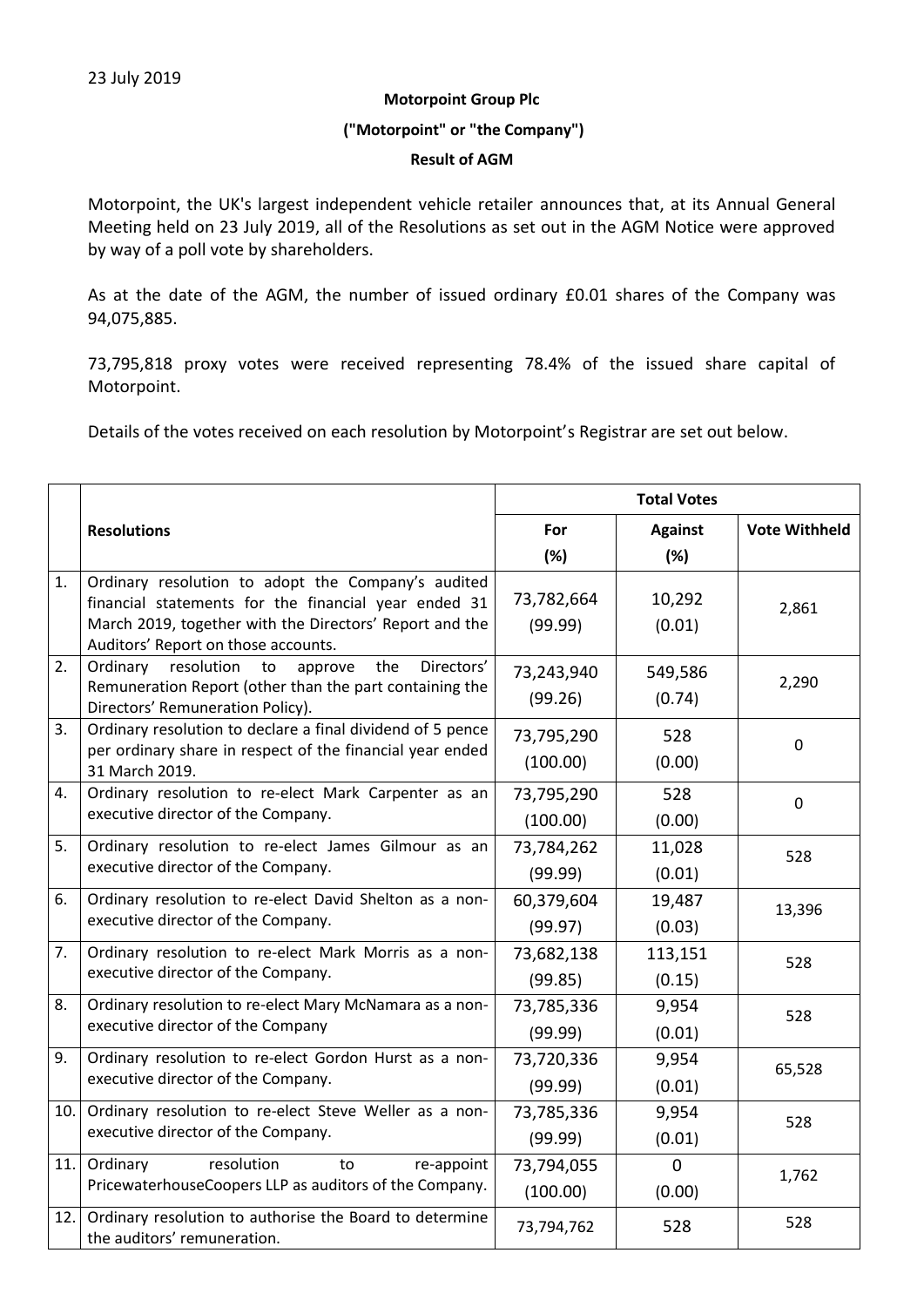23 July 2019

**Motorpoint Group Plc**

**("Motorpoint" or "the Company")**

**Result of AGM**

Motorpoint, the UK's largest independent vehicle retailer announces that, at its Annual General Meeting held on 23 July 2019, all of the Resolutions as set out in the AGM Notice were approved by way of a poll vote by shareholders.

As at the date of the AGM, the number of issued ordinary £0.01 shares of the Company was 94,075,885.

73,795,818 proxy votes were received representing 78.4% of the issued share capital of Motorpoint.

Details of the votes received on each resolution by Motorpoint's Registrar are set out below.

| | **Resolutions** | **Total Votes** | | |
|---|---|---|---|---|
| | | **For (%)** | **Against (%)** | **Vote Withheld** |
| 1. | Ordinary resolution to adopt the Company's audited financial statements for the financial year ended 31 March 2019, together with the Directors' Report and the Auditors' Report on those accounts. | 73,782,664 (99.99) | 10,292 (0.01) | 2,861 |
| 2. | Ordinary resolution to approve the Directors' Remuneration Report (other than the part containing the Directors' Remuneration Policy). | 73,243,940 (99.26) | 549,586 (0.74) | 2,290 |
| 3. | Ordinary resolution to declare a final dividend of 5 pence per ordinary share in respect of the financial year ended 31 March 2019. | 73,795,290 (100.00) | 528 (0.00) | 0 |
| 4. | Ordinary resolution to re-elect Mark Carpenter as an executive director of the Company. | 73,795,290 (100.00) | 528 (0.00) | 0 |
| 5. | Ordinary resolution to re-elect James Gilmour as an executive director of the Company. | 73,784,262 (99.99) | 11,028 (0.01) | 528 |
| 6. | Ordinary resolution to re-elect David Shelton as a non-executive director of the Company. | 60,379,604 (99.97) | 19,487 (0.03) | 13,396 |
| 7. | Ordinary resolution to re-elect Mark Morris as a non-executive director of the Company. | 73,682,138 (99.85) | 113,151 (0.15) | 528 |
| 8. | Ordinary resolution to re-elect Mary McNamara as a non-executive director of the Company | 73,785,336 (99.99) | 9,954 (0.01) | 528 |
| 9. | Ordinary resolution to re-elect Gordon Hurst as a non-executive director of the Company. | 73,720,336 (99.99) | 9,954 (0.01) | 65,528 |
| 10. | Ordinary resolution to re-elect Steve Weller as a non-executive director of the Company. | 73,785,336 (99.99) | 9,954 (0.01) | 528 |
| 11. | Ordinary resolution to re-appoint PricewaterhouseCoopers LLP as auditors of the Company. | 73,794,055 (100.00) | 0 (0.00) | 1,762 |
| 12. | Ordinary resolution to authorise the Board to determine the auditors' remuneration. | 73,794,762 | 528 | 528 |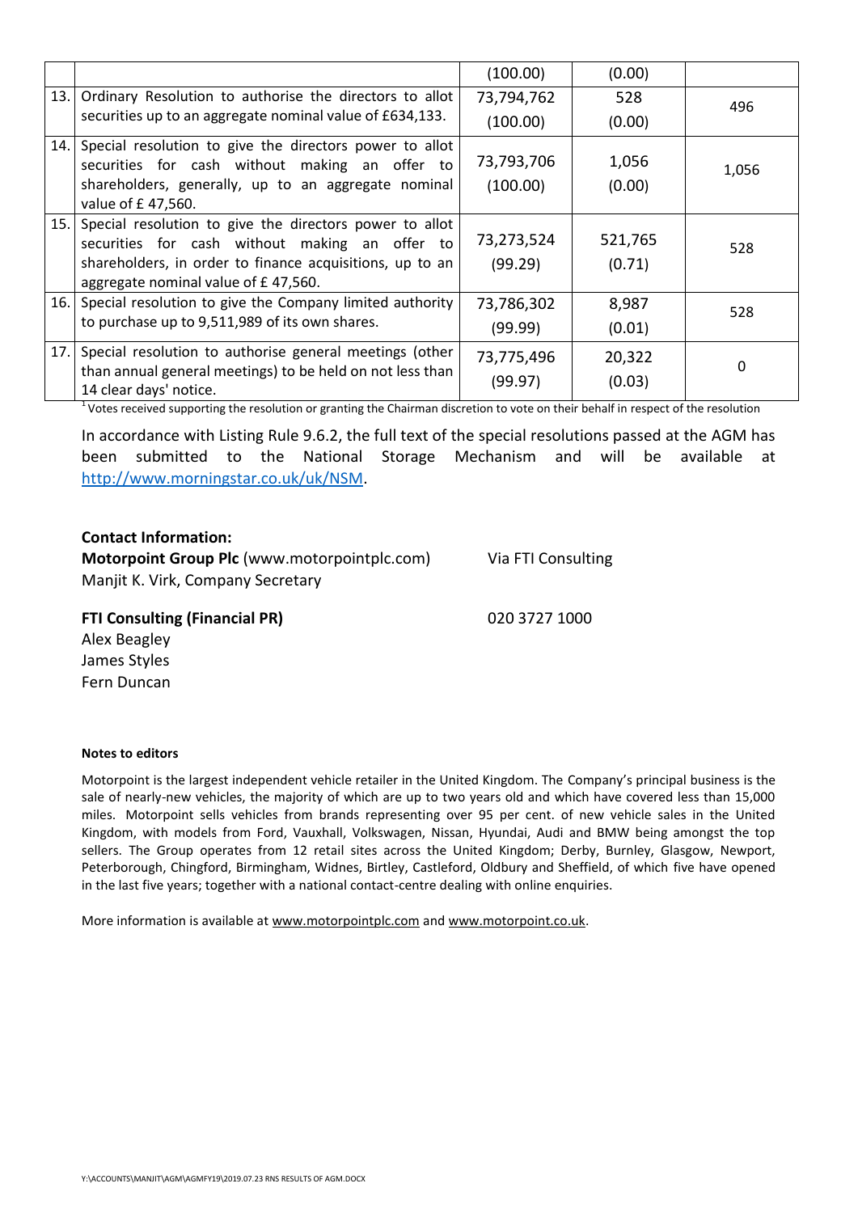| | | | | |
|---|---|---|---|---|
| | | (100.00) | (0.00) | |
| 13. | Ordinary Resolution to authorise the directors to allot securities up to an aggregate nominal value of £634,133. | 73,794,762 (100.00) | 528 (0.00) | 496 |
| 14. | Special resolution to give the directors power to allot securities for cash without making an offer to shareholders, generally, up to an aggregate nominal value of £ 47,560. | 73,793,706 (100.00) | 1,056 (0.00) | 1,056 |
| 15. | Special resolution to give the directors power to allot securities for cash without making an offer to shareholders, in order to finance acquisitions, up to an aggregate nominal value of £ 47,560. | 73,273,524 (99.29) | 521,765 (0.71) | 528 |
| 16. | Special resolution to give the Company limited authority to purchase up to 9,511,989 of its own shares. | 73,786,302 (99.99) | 8,987 (0.01) | 528 |
| 17. | Special resolution to authorise general meetings (other than annual general meetings) to be held on not less than 14 clear days' notice. | 73,775,496 (99.97) | 20,322 (0.03) | 0 |

[1] Votes received supporting the resolution or granting the Chairman discretion to vote on their behalf in respect of the resolution

In accordance with Listing Rule 9.6.2, the full text of the special resolutions passed at the AGM has been submitted to the National Storage Mechanism and will be available at http://www.morningstar.co.uk/uk/NSM.

**Contact Information:**

**Motorpoint Group Plc** (www.motorpointplc.com) — Via FTI Consulting
Manjit K. Virk, Company Secretary

**FTI Consulting (Financial PR)** — 020 3727 1000
Alex Beagley
James Styles
Fern Duncan

**Notes to editors**

Motorpoint is the largest independent vehicle retailer in the United Kingdom. The Company's principal business is the sale of nearly-new vehicles, the majority of which are up to two years old and which have covered less than 15,000 miles. Motorpoint sells vehicles from brands representing over 95 per cent. of new vehicle sales in the United Kingdom, with models from Ford, Vauxhall, Volkswagen, Nissan, Hyundai, Audi and BMW being amongst the top sellers. The Group operates from 12 retail sites across the United Kingdom; Derby, Burnley, Glasgow, Newport, Peterborough, Chingford, Birmingham, Widnes, Birtley, Castleford, Oldbury and Sheffield, of which five have opened in the last five years; together with a national contact-centre dealing with online enquiries.

More information is available at www.motorpointplc.com and www.motorpoint.co.uk.

Y:\ACCOUNTS\MANJIT\AGM\AGMFY19\2019.07.23 RNS RESULTS OF AGM.DOCX